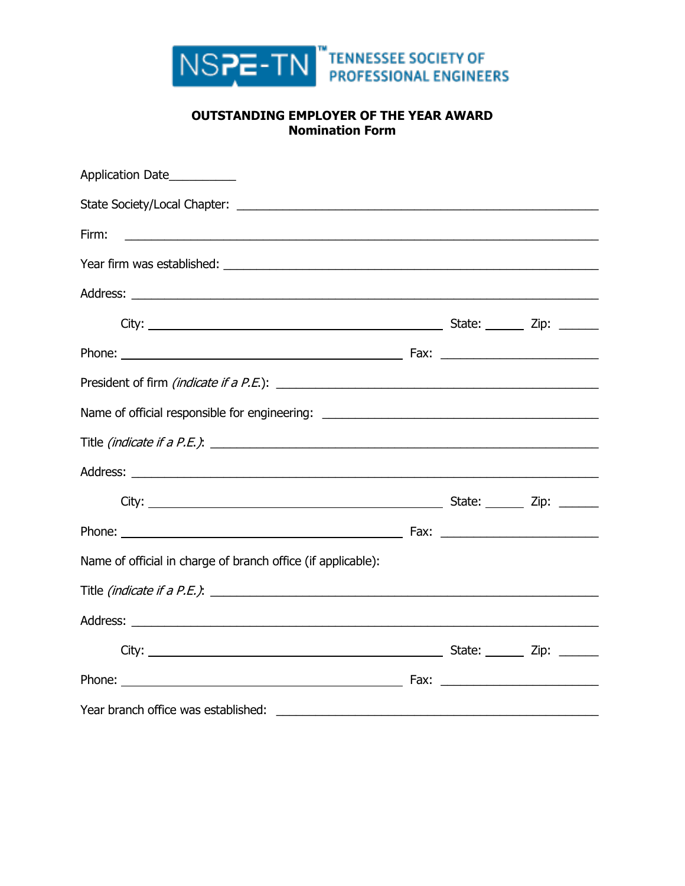NSPE-TN™ TENNESSEE SOCIETY OF PROFESSIONAL ENGINEERS

**OUTSTANDING EMPLOYER OF THE YEAR AWARD**
**Nomination Form**

Application Date__________

State Society/Local Chapter: ______________________________________________________

Firm: ______________________________________________________________________

Year firm was established: ________________________________________________________

Address: ____________________________________________________________________

City: ____________________________________________ State: ______ Zip: ______

Phone: ________________________________________ Fax: _______________________

President of firm *(indicate if a P.E.)*: ______________________________________________

Name of official responsible for engineering: ___________________________________________

Title *(indicate if a P.E.)*: ________________________________________________________

Address: ____________________________________________________________________

City: ____________________________________________ State: ______ Zip: ______

Phone: ________________________________________ Fax: _______________________

Name of official in charge of branch office (if applicable):

Title *(indicate if a P.E.)*: ________________________________________________________

Address: ____________________________________________________________________

City: ____________________________________________ State: ______ Zip: ______

Phone: ________________________________________ Fax: _______________________

Year branch office was established: _________________________________________________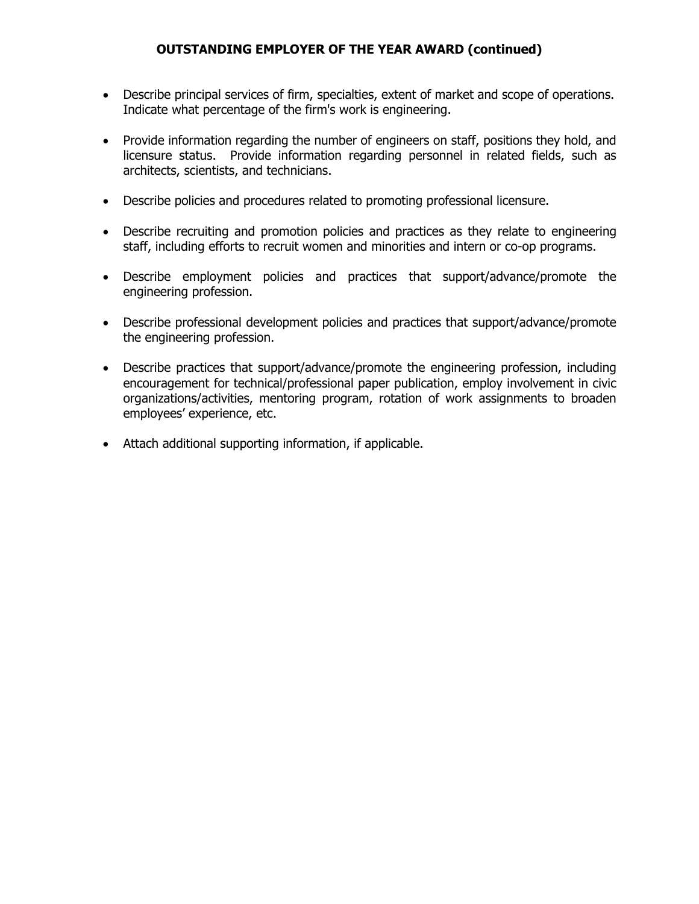## OUTSTANDING EMPLOYER OF THE YEAR AWARD (continued)

- Describe principal services of firm, specialties, extent of market and scope of operations. Indicate what percentage of the firm's work is engineering.
- Provide information regarding the number of engineers on staff, positions they hold, and licensure status. Provide information regarding personnel in related fields, such as architects, scientists, and technicians.
- Describe policies and procedures related to promoting professional licensure.
- Describe recruiting and promotion policies and practices as they relate to engineering staff, including efforts to recruit women and minorities and intern or co-op programs.
- Describe employment policies and practices that support/advance/promote the engineering profession.
- Describe professional development policies and practices that support/advance/promote the engineering profession.
- Describe practices that support/advance/promote the engineering profession, including encouragement for technical/professional paper publication, employ involvement in civic organizations/activities, mentoring program, rotation of work assignments to broaden employees' experience, etc.
- Attach additional supporting information, if applicable.